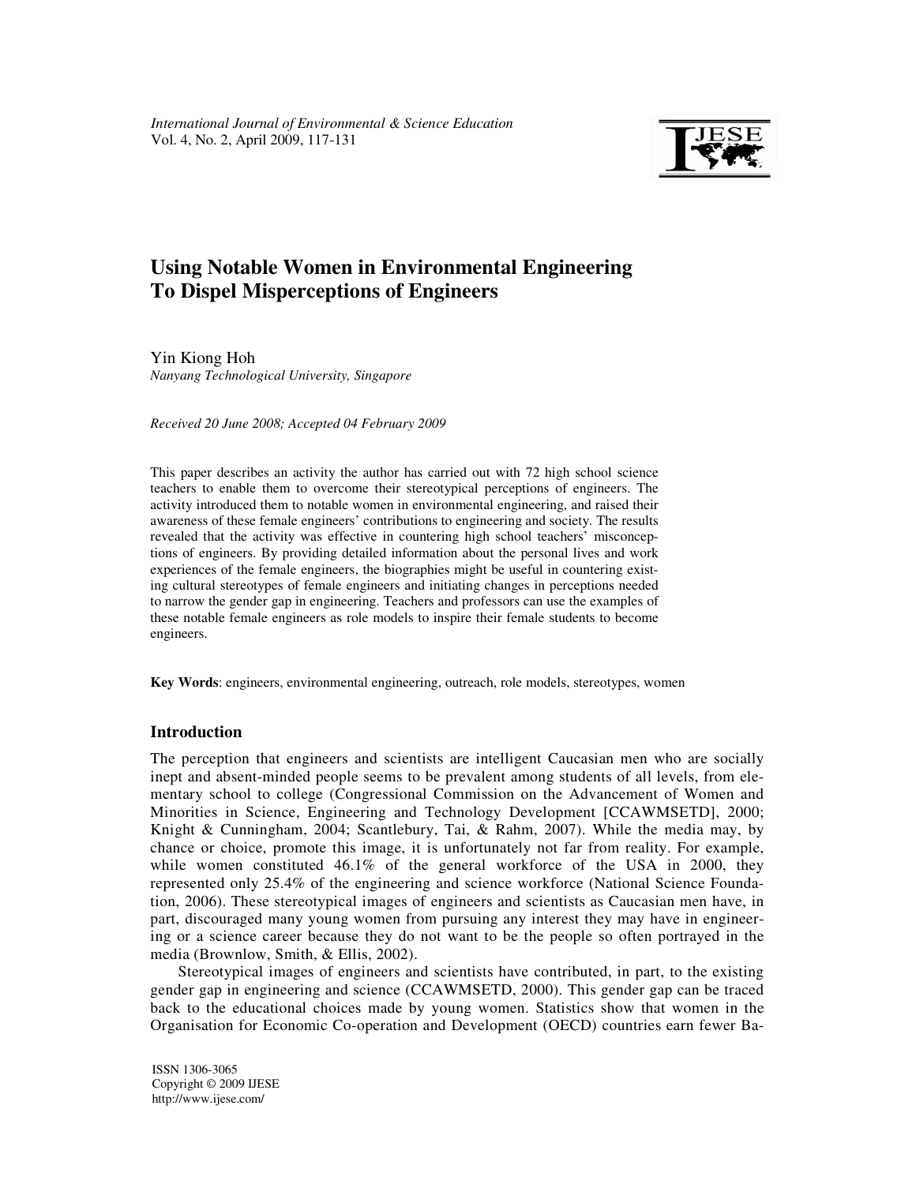# Using Notable Women in Environmental Engineering To Dispel Misperceptions of Engineers

Yin Kiong Hoh
*Nanyang Technological University, Singapore*

*Received 20 June 2008; Accepted 04 February 2009*

This paper describes an activity the author has carried out with 72 high school science teachers to enable them to overcome their stereotypical perceptions of engineers. The activity introduced them to notable women in environmental engineering, and raised their awareness of these female engineers' contributions to engineering and society. The results revealed that the activity was effective in countering high school teachers' misconceptions of engineers. By providing detailed information about the personal lives and work experiences of the female engineers, the biographies might be useful in countering existing cultural stereotypes of female engineers and initiating changes in perceptions needed to narrow the gender gap in engineering. Teachers and professors can use the examples of these notable female engineers as role models to inspire their female students to become engineers.

**Key Words**: engineers, environmental engineering, outreach, role models, stereotypes, women

## Introduction

The perception that engineers and scientists are intelligent Caucasian men who are socially inept and absent-minded people seems to be prevalent among students of all levels, from elementary school to college (Congressional Commission on the Advancement of Women and Minorities in Science, Engineering and Technology Development [CCAWMSETD], 2000; Knight & Cunningham, 2004; Scantlebury, Tai, & Rahm, 2007). While the media may, by chance or choice, promote this image, it is unfortunately not far from reality. For example, while women constituted 46.1% of the general workforce of the USA in 2000, they represented only 25.4% of the engineering and science workforce (National Science Foundation, 2006). These stereotypical images of engineers and scientists as Caucasian men have, in part, discouraged many young women from pursuing any interest they may have in engineering or a science career because they do not want to be the people so often portrayed in the media (Brownlow, Smith, & Ellis, 2002).

Stereotypical images of engineers and scientists have contributed, in part, to the existing gender gap in engineering and science (CCAWMSETD, 2000). This gender gap can be traced back to the educational choices made by young women. Statistics show that women in the Organisation for Economic Co-operation and Development (OECD) countries earn fewer Ba-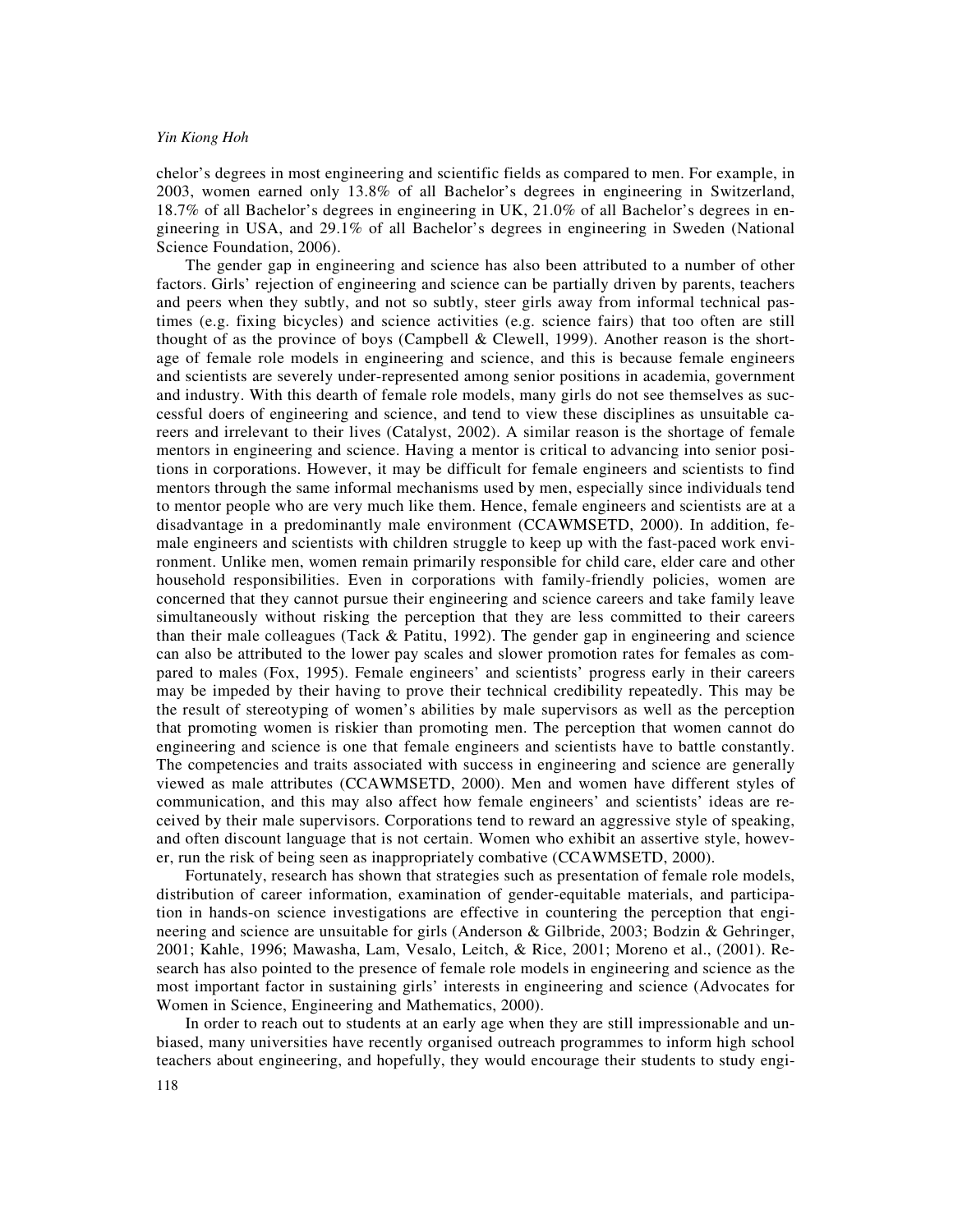chelor's degrees in most engineering and scientific fields as compared to men. For example, in 2003, women earned only 13.8% of all Bachelor's degrees in engineering in Switzerland, 18.7% of all Bachelor's degrees in engineering in UK, 21.0% of all Bachelor's degrees in engineering in USA, and 29.1% of all Bachelor's degrees in engineering in Sweden (National Science Foundation, 2006).

The gender gap in engineering and science has also been attributed to a number of other factors. Girls' rejection of engineering and science can be partially driven by parents, teachers and peers when they subtly, and not so subtly, steer girls away from informal technical pastimes (e.g. fixing bicycles) and science activities (e.g. science fairs) that too often are still thought of as the province of boys (Campbell & Clewell, 1999). Another reason is the shortage of female role models in engineering and science, and this is because female engineers and scientists are severely under-represented among senior positions in academia, government and industry. With this dearth of female role models, many girls do not see themselves as successful doers of engineering and science, and tend to view these disciplines as unsuitable careers and irrelevant to their lives (Catalyst, 2002). A similar reason is the shortage of female mentors in engineering and science. Having a mentor is critical to advancing into senior positions in corporations. However, it may be difficult for female engineers and scientists to find mentors through the same informal mechanisms used by men, especially since individuals tend to mentor people who are very much like them. Hence, female engineers and scientists are at a disadvantage in a predominantly male environment (CCAWMSETD, 2000). In addition, female engineers and scientists with children struggle to keep up with the fast-paced work environment. Unlike men, women remain primarily responsible for child care, elder care and other household responsibilities. Even in corporations with family-friendly policies, women are concerned that they cannot pursue their engineering and science careers and take family leave simultaneously without risking the perception that they are less committed to their careers than their male colleagues (Tack & Patitu, 1992). The gender gap in engineering and science can also be attributed to the lower pay scales and slower promotion rates for females as compared to males (Fox, 1995). Female engineers' and scientists' progress early in their careers may be impeded by their having to prove their technical credibility repeatedly. This may be the result of stereotyping of women's abilities by male supervisors as well as the perception that promoting women is riskier than promoting men. The perception that women cannot do engineering and science is one that female engineers and scientists have to battle constantly. The competencies and traits associated with success in engineering and science are generally viewed as male attributes (CCAWMSETD, 2000). Men and women have different styles of communication, and this may also affect how female engineers' and scientists' ideas are received by their male supervisors. Corporations tend to reward an aggressive style of speaking, and often discount language that is not certain. Women who exhibit an assertive style, however, run the risk of being seen as inappropriately combative (CCAWMSETD, 2000).

Fortunately, research has shown that strategies such as presentation of female role models, distribution of career information, examination of gender-equitable materials, and participation in hands-on science investigations are effective in countering the perception that engineering and science are unsuitable for girls (Anderson & Gilbride, 2003; Bodzin & Gehringer, 2001; Kahle, 1996; Mawasha, Lam, Vesalo, Leitch, & Rice, 2001; Moreno et al., (2001). Research has also pointed to the presence of female role models in engineering and science as the most important factor in sustaining girls' interests in engineering and science (Advocates for Women in Science, Engineering and Mathematics, 2000).

In order to reach out to students at an early age when they are still impressionable and unbiased, many universities have recently organised outreach programmes to inform high school teachers about engineering, and hopefully, they would encourage their students to study engi-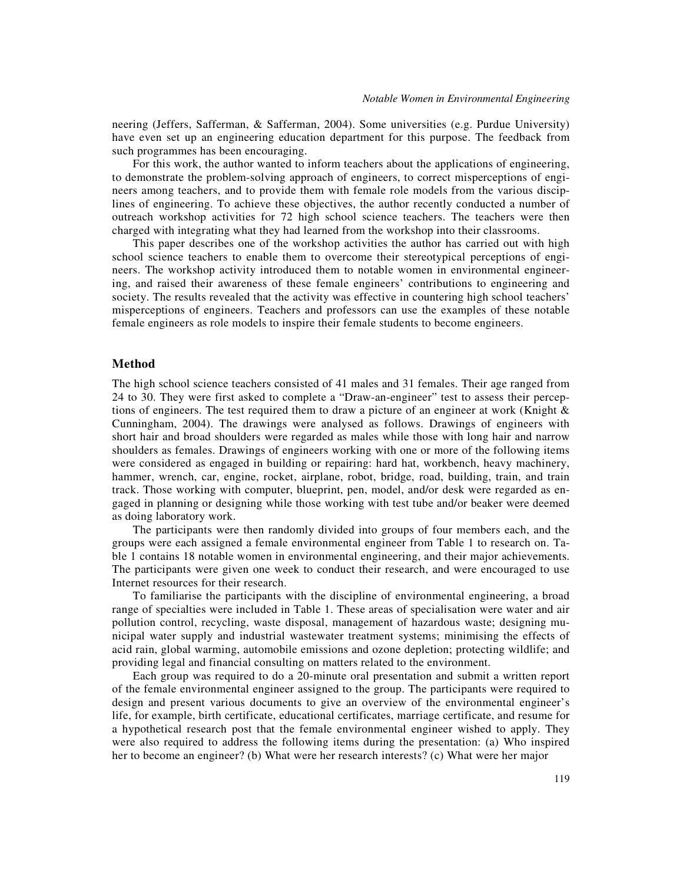neering (Jeffers, Safferman, & Safferman, 2004). Some universities (e.g. Purdue University) have even set up an engineering education department for this purpose. The feedback from such programmes has been encouraging.

For this work, the author wanted to inform teachers about the applications of engineering, to demonstrate the problem-solving approach of engineers, to correct misperceptions of engineers among teachers, and to provide them with female role models from the various disciplines of engineering. To achieve these objectives, the author recently conducted a number of outreach workshop activities for 72 high school science teachers. The teachers were then charged with integrating what they had learned from the workshop into their classrooms.

This paper describes one of the workshop activities the author has carried out with high school science teachers to enable them to overcome their stereotypical perceptions of engineers. The workshop activity introduced them to notable women in environmental engineering, and raised their awareness of these female engineers' contributions to engineering and society. The results revealed that the activity was effective in countering high school teachers' misperceptions of engineers. Teachers and professors can use the examples of these notable female engineers as role models to inspire their female students to become engineers.

## Method

The high school science teachers consisted of 41 males and 31 females. Their age ranged from 24 to 30. They were first asked to complete a "Draw-an-engineer" test to assess their perceptions of engineers. The test required them to draw a picture of an engineer at work (Knight & Cunningham, 2004). The drawings were analysed as follows. Drawings of engineers with short hair and broad shoulders were regarded as males while those with long hair and narrow shoulders as females. Drawings of engineers working with one or more of the following items were considered as engaged in building or repairing: hard hat, workbench, heavy machinery, hammer, wrench, car, engine, rocket, airplane, robot, bridge, road, building, train, and train track. Those working with computer, blueprint, pen, model, and/or desk were regarded as engaged in planning or designing while those working with test tube and/or beaker were deemed as doing laboratory work.

The participants were then randomly divided into groups of four members each, and the groups were each assigned a female environmental engineer from Table 1 to research on. Table 1 contains 18 notable women in environmental engineering, and their major achievements. The participants were given one week to conduct their research, and were encouraged to use Internet resources for their research.

To familiarise the participants with the discipline of environmental engineering, a broad range of specialties were included in Table 1. These areas of specialisation were water and air pollution control, recycling, waste disposal, management of hazardous waste; designing municipal water supply and industrial wastewater treatment systems; minimising the effects of acid rain, global warming, automobile emissions and ozone depletion; protecting wildlife; and providing legal and financial consulting on matters related to the environment.

Each group was required to do a 20-minute oral presentation and submit a written report of the female environmental engineer assigned to the group. The participants were required to design and present various documents to give an overview of the environmental engineer's life, for example, birth certificate, educational certificates, marriage certificate, and resume for a hypothetical research post that the female environmental engineer wished to apply. They were also required to address the following items during the presentation: (a) Who inspired her to become an engineer? (b) What were her research interests? (c) What were her major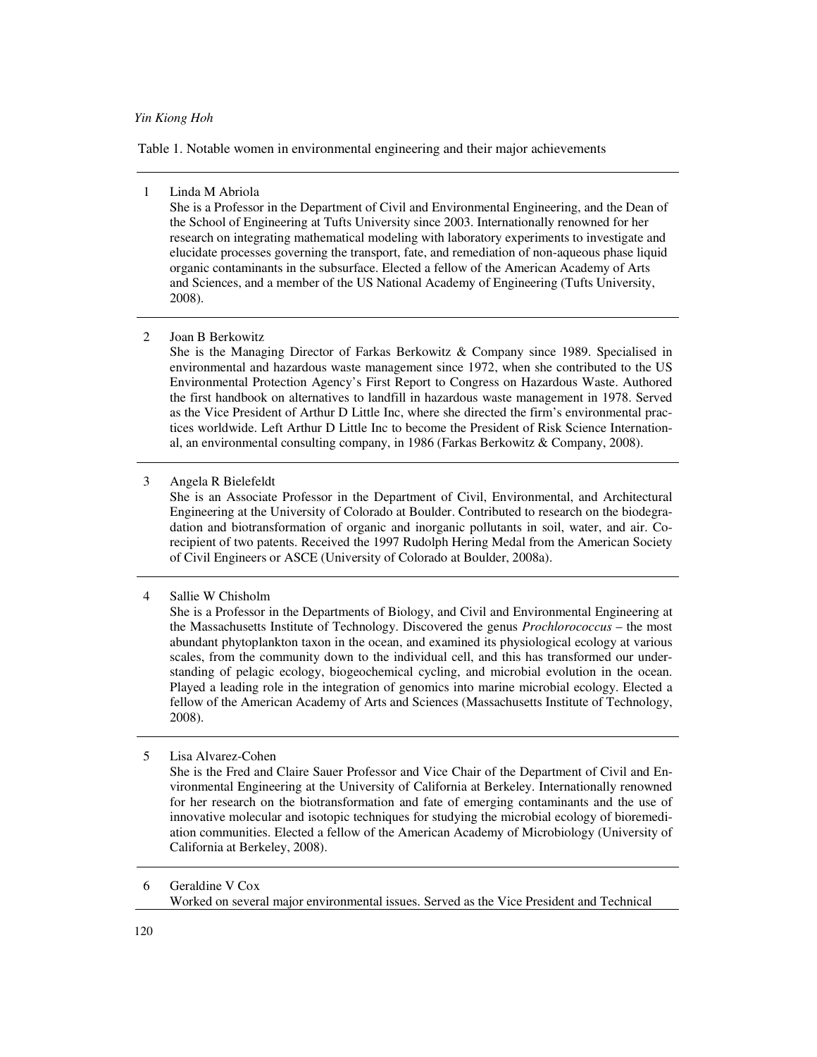Table 1. Notable women in environmental engineering and their major achievements

| | |
|---|---|
| 1 | Linda M Abriola<br>She is a Professor in the Department of Civil and Environmental Engineering, and the Dean of the School of Engineering at Tufts University since 2003. Internationally renowned for her research on integrating mathematical modeling with laboratory experiments to investigate and elucidate processes governing the transport, fate, and remediation of non-aqueous phase liquid organic contaminants in the subsurface. Elected a fellow of the American Academy of Arts and Sciences, and a member of the US National Academy of Engineering (Tufts University, 2008). |
| 2 | Joan B Berkowitz<br>She is the Managing Director of Farkas Berkowitz & Company since 1989. Specialised in environmental and hazardous waste management since 1972, when she contributed to the US Environmental Protection Agency's First Report to Congress on Hazardous Waste. Authored the first handbook on alternatives to landfill in hazardous waste management in 1978. Served as the Vice President of Arthur D Little Inc, where she directed the firm's environmental practices worldwide. Left Arthur D Little Inc to become the President of Risk Science International, an environmental consulting company, in 1986 (Farkas Berkowitz & Company, 2008). |
| 3 | Angela R Bielefeldt<br>She is an Associate Professor in the Department of Civil, Environmental, and Architectural Engineering at the University of Colorado at Boulder. Contributed to research on the biodegradation and biotransformation of organic and inorganic pollutants in soil, water, and air. Co-recipient of two patents. Received the 1997 Rudolph Hering Medal from the American Society of Civil Engineers or ASCE (University of Colorado at Boulder, 2008a). |
| 4 | Sallie W Chisholm<br>She is a Professor in the Departments of Biology, and Civil and Environmental Engineering at the Massachusetts Institute of Technology. Discovered the genus *Prochlorococcus* – the most abundant phytoplankton taxon in the ocean, and examined its physiological ecology at various scales, from the community down to the individual cell, and this has transformed our understanding of pelagic ecology, biogeochemical cycling, and microbial evolution in the ocean. Played a leading role in the integration of genomics into marine microbial ecology. Elected a fellow of the American Academy of Arts and Sciences (Massachusetts Institute of Technology, 2008). |
| 5 | Lisa Alvarez-Cohen<br>She is the Fred and Claire Sauer Professor and Vice Chair of the Department of Civil and Environmental Engineering at the University of California at Berkeley. Internationally renowned for her research on the biotransformation and fate of emerging contaminants and the use of innovative molecular and isotopic techniques for studying the microbial ecology of bioremediation communities. Elected a fellow of the American Academy of Microbiology (University of California at Berkeley, 2008). |
| 6 | Geraldine V Cox<br>Worked on several major environmental issues. Served as the Vice President and Technical |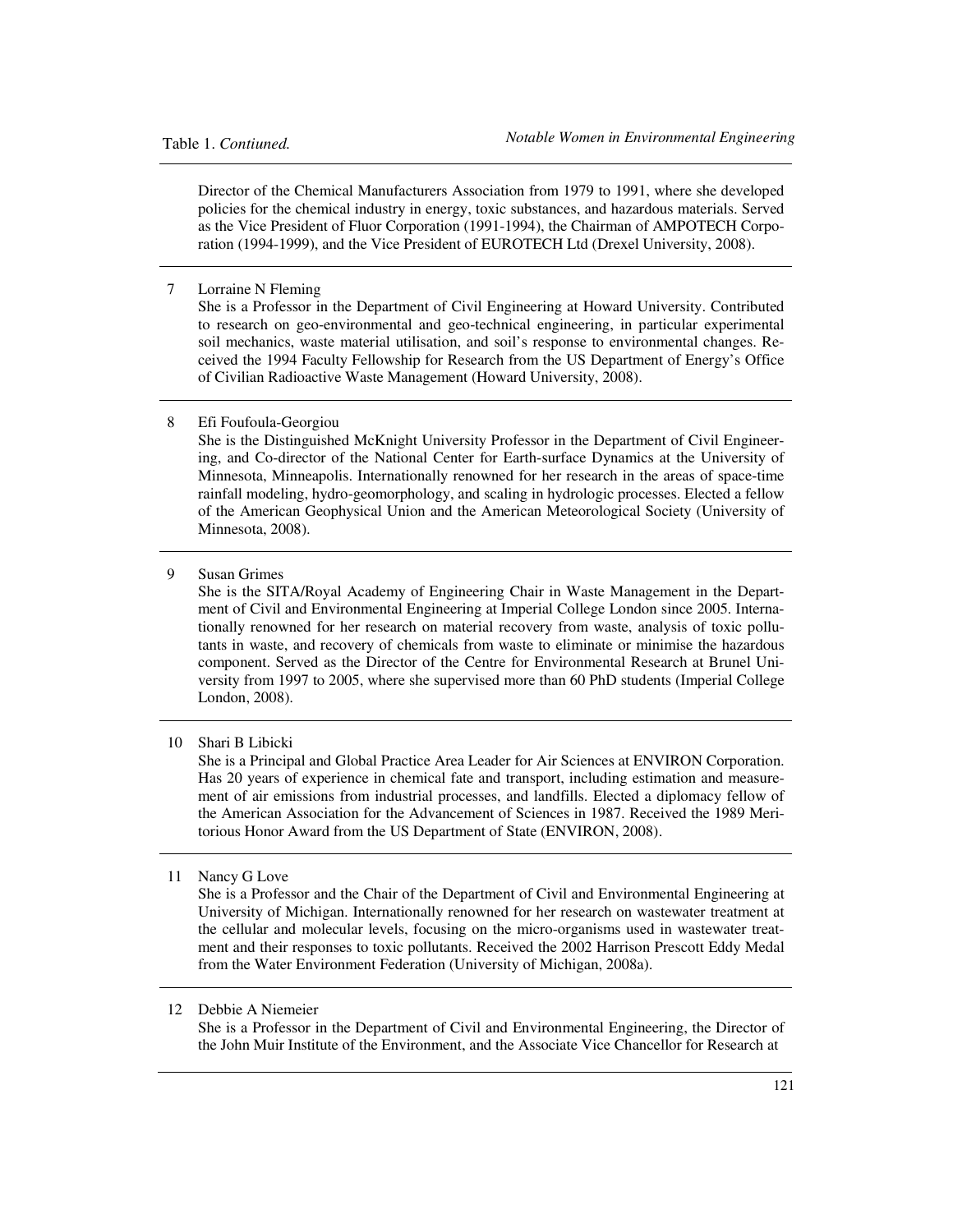Table 1. *Contiuned.*

| | |
|---|---|
| | Director of the Chemical Manufacturers Association from 1979 to 1991, where she developed policies for the chemical industry in energy, toxic substances, and hazardous materials. Served as the Vice President of Fluor Corporation (1991-1994), the Chairman of AMPOTECH Corporation (1994-1999), and the Vice President of EUROTECH Ltd (Drexel University, 2008). |
| 7 | Lorraine N Fleming<br>She is a Professor in the Department of Civil Engineering at Howard University. Contributed to research on geo-environmental and geo-technical engineering, in particular experimental soil mechanics, waste material utilisation, and soil's response to environmental changes. Received the 1994 Faculty Fellowship for Research from the US Department of Energy's Office of Civilian Radioactive Waste Management (Howard University, 2008). |
| 8 | Efi Foufoula-Georgiou<br>She is the Distinguished McKnight University Professor in the Department of Civil Engineering, and Co-director of the National Center for Earth-surface Dynamics at the University of Minnesota, Minneapolis. Internationally renowned for her research in the areas of space-time rainfall modeling, hydro-geomorphology, and scaling in hydrologic processes. Elected a fellow of the American Geophysical Union and the American Meteorological Society (University of Minnesota, 2008). |
| 9 | Susan Grimes<br>She is the SITA/Royal Academy of Engineering Chair in Waste Management in the Department of Civil and Environmental Engineering at Imperial College London since 2005. Internationally renowned for her research on material recovery from waste, analysis of toxic pollutants in waste, and recovery of chemicals from waste to eliminate or minimise the hazardous component. Served as the Director of the Centre for Environmental Research at Brunel University from 1997 to 2005, where she supervised more than 60 PhD students (Imperial College London, 2008). |
| 10 | Shari B Libicki<br>She is a Principal and Global Practice Area Leader for Air Sciences at ENVIRON Corporation. Has 20 years of experience in chemical fate and transport, including estimation and measurement of air emissions from industrial processes, and landfills. Elected a diplomacy fellow of the American Association for the Advancement of Sciences in 1987. Received the 1989 Meritorious Honor Award from the US Department of State (ENVIRON, 2008). |
| 11 | Nancy G Love<br>She is a Professor and the Chair of the Department of Civil and Environmental Engineering at University of Michigan. Internationally renowned for her research on wastewater treatment at the cellular and molecular levels, focusing on the micro-organisms used in wastewater treatment and their responses to toxic pollutants. Received the 2002 Harrison Prescott Eddy Medal from the Water Environment Federation (University of Michigan, 2008a). |
| 12 | Debbie A Niemeier<br>She is a Professor in the Department of Civil and Environmental Engineering, the Director of the John Muir Institute of the Environment, and the Associate Vice Chancellor for Research at |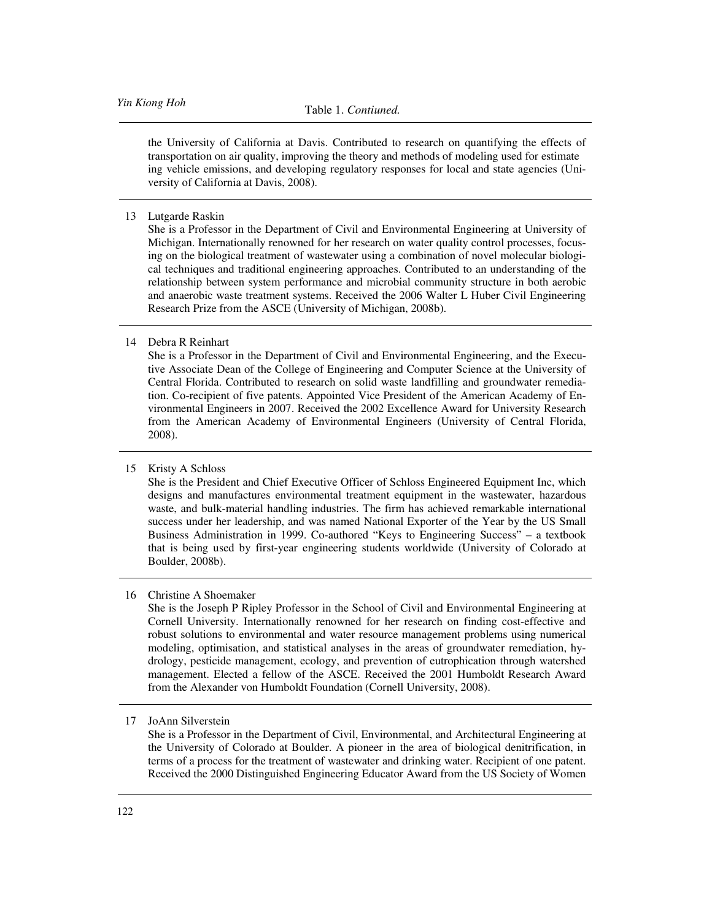Table 1. *Contiuned.*

| | |
|---|---|
| | the University of California at Davis. Contributed to research on quantifying the effects of transportation on air quality, improving the theory and methods of modeling used for estimate ing vehicle emissions, and developing regulatory responses for local and state agencies (University of California at Davis, 2008). |
| 13 | Lutgarde Raskin<br>She is a Professor in the Department of Civil and Environmental Engineering at University of Michigan. Internationally renowned for her research on water quality control processes, focusing on the biological treatment of wastewater using a combination of novel molecular biological techniques and traditional engineering approaches. Contributed to an understanding of the relationship between system performance and microbial community structure in both aerobic and anaerobic waste treatment systems. Received the 2006 Walter L Huber Civil Engineering Research Prize from the ASCE (University of Michigan, 2008b). |
| 14 | Debra R Reinhart<br>She is a Professor in the Department of Civil and Environmental Engineering, and the Executive Associate Dean of the College of Engineering and Computer Science at the University of Central Florida. Contributed to research on solid waste landfilling and groundwater remediation. Co-recipient of five patents. Appointed Vice President of the American Academy of Environmental Engineers in 2007. Received the 2002 Excellence Award for University Research from the American Academy of Environmental Engineers (University of Central Florida, 2008). |
| 15 | Kristy A Schloss<br>She is the President and Chief Executive Officer of Schloss Engineered Equipment Inc, which designs and manufactures environmental treatment equipment in the wastewater, hazardous waste, and bulk-material handling industries. The firm has achieved remarkable international success under her leadership, and was named National Exporter of the Year by the US Small Business Administration in 1999. Co-authored "Keys to Engineering Success" – a textbook that is being used by first-year engineering students worldwide (University of Colorado at Boulder, 2008b). |
| 16 | Christine A Shoemaker<br>She is the Joseph P Ripley Professor in the School of Civil and Environmental Engineering at Cornell University. Internationally renowned for her research on finding cost-effective and robust solutions to environmental and water resource management problems using numerical modeling, optimisation, and statistical analyses in the areas of groundwater remediation, hydrology, pesticide management, ecology, and prevention of eutrophication through watershed management. Elected a fellow of the ASCE. Received the 2001 Humboldt Research Award from the Alexander von Humboldt Foundation (Cornell University, 2008). |
| 17 | JoAnn Silverstein<br>She is a Professor in the Department of Civil, Environmental, and Architectural Engineering at the University of Colorado at Boulder. A pioneer in the area of biological denitrification, in terms of a process for the treatment of wastewater and drinking water. Recipient of one patent. Received the 2000 Distinguished Engineering Educator Award from the US Society of Women |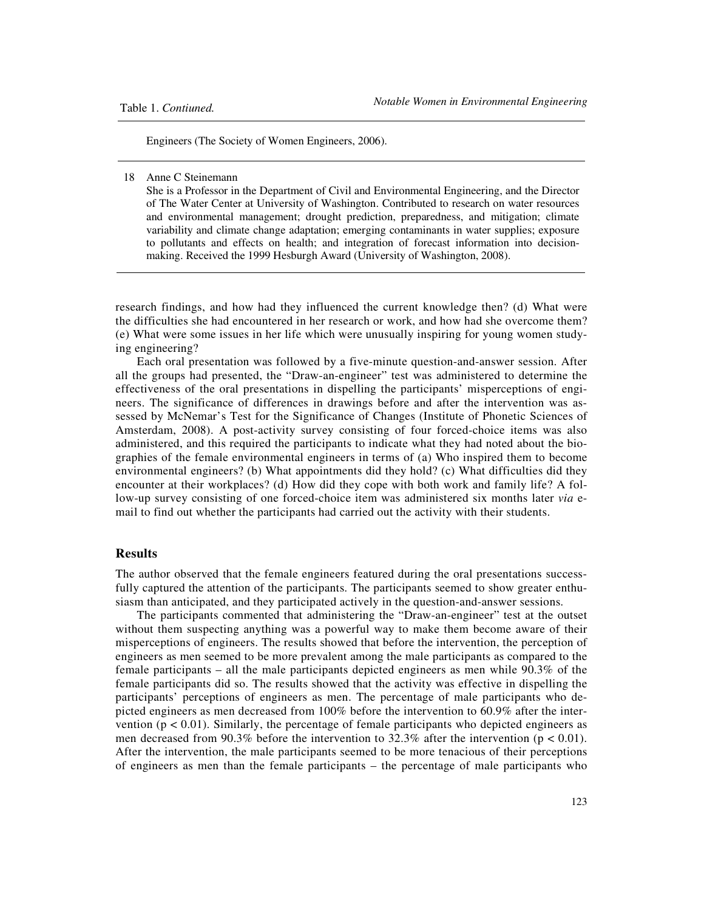Table 1. *Contiuned.*

| | |
|---|---|
| | Engineers (The Society of Women Engineers, 2006). |
| 18 | Anne C Steinemann<br>She is a Professor in the Department of Civil and Environmental Engineering, and the Director of The Water Center at University of Washington. Contributed to research on water resources and environmental management; drought prediction, preparedness, and mitigation; climate variability and climate change adaptation; emerging contaminants in water supplies; exposure to pollutants and effects on health; and integration of forecast information into decision-making. Received the 1999 Hesburgh Award (University of Washington, 2008). |

research findings, and how had they influenced the current knowledge then? (d) What were the difficulties she had encountered in her research or work, and how had she overcome them? (e) What were some issues in her life which were unusually inspiring for young women studying engineering?

Each oral presentation was followed by a five-minute question-and-answer session. After all the groups had presented, the "Draw-an-engineer" test was administered to determine the effectiveness of the oral presentations in dispelling the participants' misperceptions of engineers. The significance of differences in drawings before and after the intervention was assessed by McNemar's Test for the Significance of Changes (Institute of Phonetic Sciences of Amsterdam, 2008). A post-activity survey consisting of four forced-choice items was also administered, and this required the participants to indicate what they had noted about the biographies of the female environmental engineers in terms of (a) Who inspired them to become environmental engineers? (b) What appointments did they hold? (c) What difficulties did they encounter at their workplaces? (d) How did they cope with both work and family life? A follow-up survey consisting of one forced-choice item was administered six months later *via* e-mail to find out whether the participants had carried out the activity with their students.

## Results

The author observed that the female engineers featured during the oral presentations successfully captured the attention of the participants. The participants seemed to show greater enthusiasm than anticipated, and they participated actively in the question-and-answer sessions.

The participants commented that administering the "Draw-an-engineer" test at the outset without them suspecting anything was a powerful way to make them become aware of their misperceptions of engineers. The results showed that before the intervention, the perception of engineers as men seemed to be more prevalent among the male participants as compared to the female participants – all the male participants depicted engineers as men while 90.3% of the female participants did so. The results showed that the activity was effective in dispelling the participants' perceptions of engineers as men. The percentage of male participants who depicted engineers as men decreased from 100% before the intervention to 60.9% after the intervention ($p < 0.01$). Similarly, the percentage of female participants who depicted engineers as men decreased from 90.3% before the intervention to 32.3% after the intervention ($p < 0.01$). After the intervention, the male participants seemed to be more tenacious of their perceptions of engineers as men than the female participants – the percentage of male participants who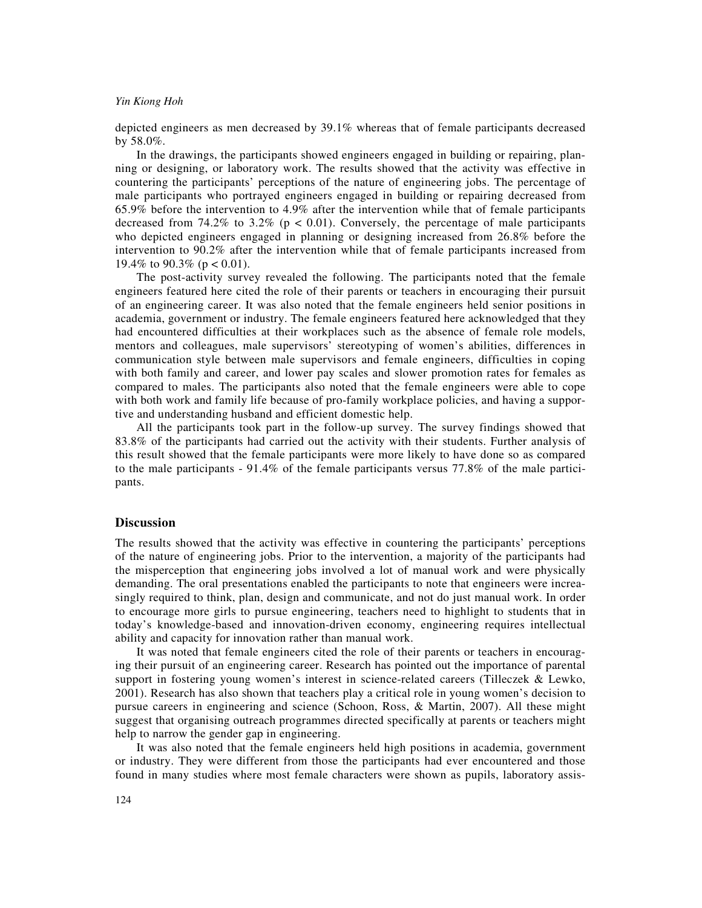depicted engineers as men decreased by 39.1% whereas that of female participants decreased by 58.0%.

In the drawings, the participants showed engineers engaged in building or repairing, planning or designing, or laboratory work. The results showed that the activity was effective in countering the participants' perceptions of the nature of engineering jobs. The percentage of male participants who portrayed engineers engaged in building or repairing decreased from 65.9% before the intervention to 4.9% after the intervention while that of female participants decreased from 74.2% to 3.2% ($p < 0.01$). Conversely, the percentage of male participants who depicted engineers engaged in planning or designing increased from 26.8% before the intervention to 90.2% after the intervention while that of female participants increased from 19.4% to 90.3% ($p < 0.01$).

The post-activity survey revealed the following. The participants noted that the female engineers featured here cited the role of their parents or teachers in encouraging their pursuit of an engineering career. It was also noted that the female engineers held senior positions in academia, government or industry. The female engineers featured here acknowledged that they had encountered difficulties at their workplaces such as the absence of female role models, mentors and colleagues, male supervisors' stereotyping of women's abilities, differences in communication style between male supervisors and female engineers, difficulties in coping with both family and career, and lower pay scales and slower promotion rates for females as compared to males. The participants also noted that the female engineers were able to cope with both work and family life because of pro-family workplace policies, and having a supportive and understanding husband and efficient domestic help.

All the participants took part in the follow-up survey. The survey findings showed that 83.8% of the participants had carried out the activity with their students. Further analysis of this result showed that the female participants were more likely to have done so as compared to the male participants - 91.4% of the female participants versus 77.8% of the male participants.

## Discussion

The results showed that the activity was effective in countering the participants' perceptions of the nature of engineering jobs. Prior to the intervention, a majority of the participants had the misperception that engineering jobs involved a lot of manual work and were physically demanding. The oral presentations enabled the participants to note that engineers were increasingly required to think, plan, design and communicate, and not do just manual work. In order to encourage more girls to pursue engineering, teachers need to highlight to students that in today's knowledge-based and innovation-driven economy, engineering requires intellectual ability and capacity for innovation rather than manual work.

It was noted that female engineers cited the role of their parents or teachers in encouraging their pursuit of an engineering career. Research has pointed out the importance of parental support in fostering young women's interest in science-related careers (Tilleczek & Lewko, 2001). Research has also shown that teachers play a critical role in young women's decision to pursue careers in engineering and science (Schoon, Ross, & Martin, 2007). All these might suggest that organising outreach programmes directed specifically at parents or teachers might help to narrow the gender gap in engineering.

It was also noted that the female engineers held high positions in academia, government or industry. They were different from those the participants had ever encountered and those found in many studies where most female characters were shown as pupils, laboratory assis-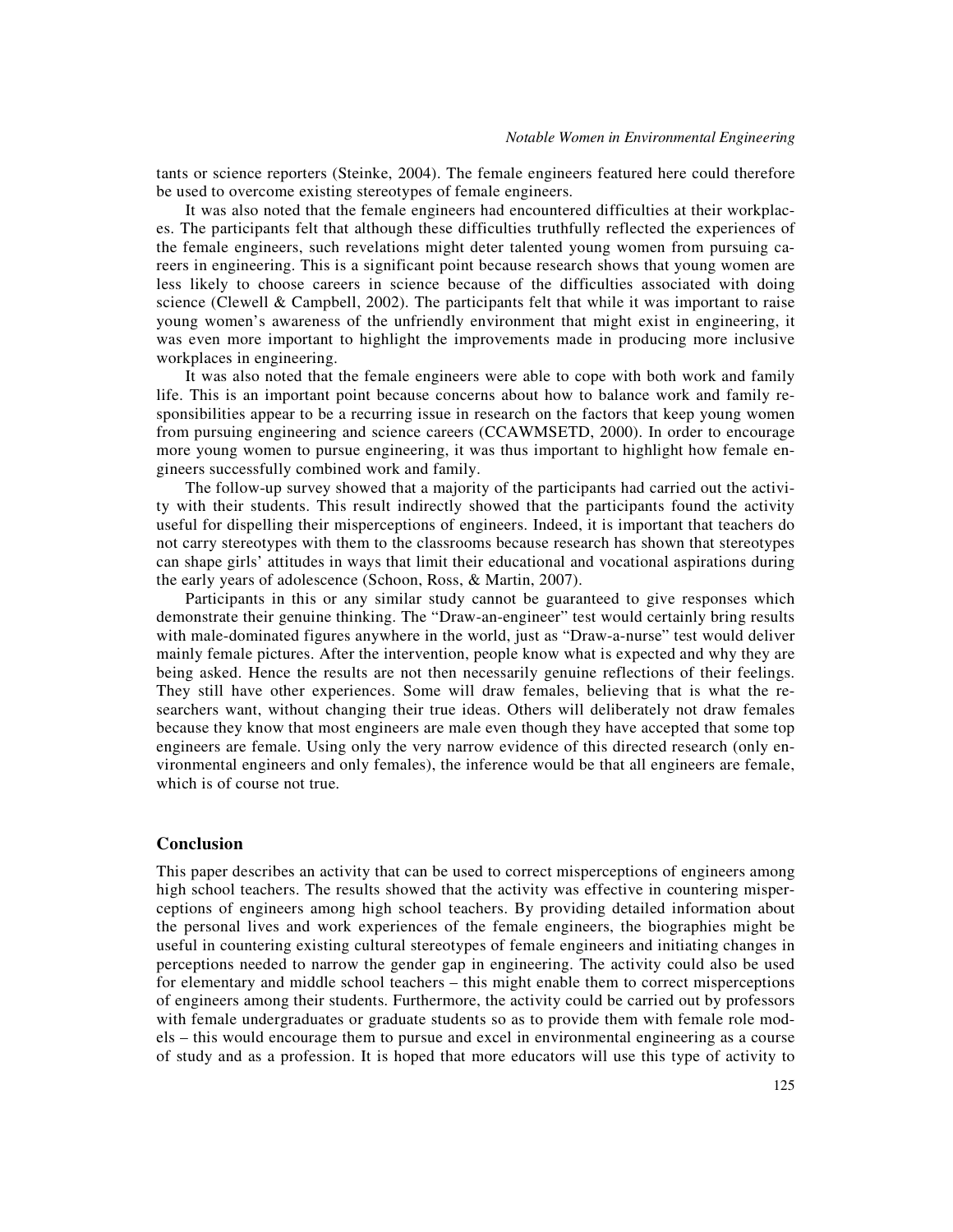tants or science reporters (Steinke, 2004). The female engineers featured here could therefore be used to overcome existing stereotypes of female engineers.

It was also noted that the female engineers had encountered difficulties at their workplaces. The participants felt that although these difficulties truthfully reflected the experiences of the female engineers, such revelations might deter talented young women from pursuing careers in engineering. This is a significant point because research shows that young women are less likely to choose careers in science because of the difficulties associated with doing science (Clewell & Campbell, 2002). The participants felt that while it was important to raise young women's awareness of the unfriendly environment that might exist in engineering, it was even more important to highlight the improvements made in producing more inclusive workplaces in engineering.

It was also noted that the female engineers were able to cope with both work and family life. This is an important point because concerns about how to balance work and family responsibilities appear to be a recurring issue in research on the factors that keep young women from pursuing engineering and science careers (CCAWMSETD, 2000). In order to encourage more young women to pursue engineering, it was thus important to highlight how female engineers successfully combined work and family.

The follow-up survey showed that a majority of the participants had carried out the activity with their students. This result indirectly showed that the participants found the activity useful for dispelling their misperceptions of engineers. Indeed, it is important that teachers do not carry stereotypes with them to the classrooms because research has shown that stereotypes can shape girls' attitudes in ways that limit their educational and vocational aspirations during the early years of adolescence (Schoon, Ross, & Martin, 2007).

Participants in this or any similar study cannot be guaranteed to give responses which demonstrate their genuine thinking. The "Draw-an-engineer" test would certainly bring results with male-dominated figures anywhere in the world, just as "Draw-a-nurse" test would deliver mainly female pictures. After the intervention, people know what is expected and why they are being asked. Hence the results are not then necessarily genuine reflections of their feelings. They still have other experiences. Some will draw females, believing that is what the researchers want, without changing their true ideas. Others will deliberately not draw females because they know that most engineers are male even though they have accepted that some top engineers are female. Using only the very narrow evidence of this directed research (only environmental engineers and only females), the inference would be that all engineers are female, which is of course not true.

## Conclusion

This paper describes an activity that can be used to correct misperceptions of engineers among high school teachers. The results showed that the activity was effective in countering misperceptions of engineers among high school teachers. By providing detailed information about the personal lives and work experiences of the female engineers, the biographies might be useful in countering existing cultural stereotypes of female engineers and initiating changes in perceptions needed to narrow the gender gap in engineering. The activity could also be used for elementary and middle school teachers – this might enable them to correct misperceptions of engineers among their students. Furthermore, the activity could be carried out by professors with female undergraduates or graduate students so as to provide them with female role models – this would encourage them to pursue and excel in environmental engineering as a course of study and as a profession. It is hoped that more educators will use this type of activity to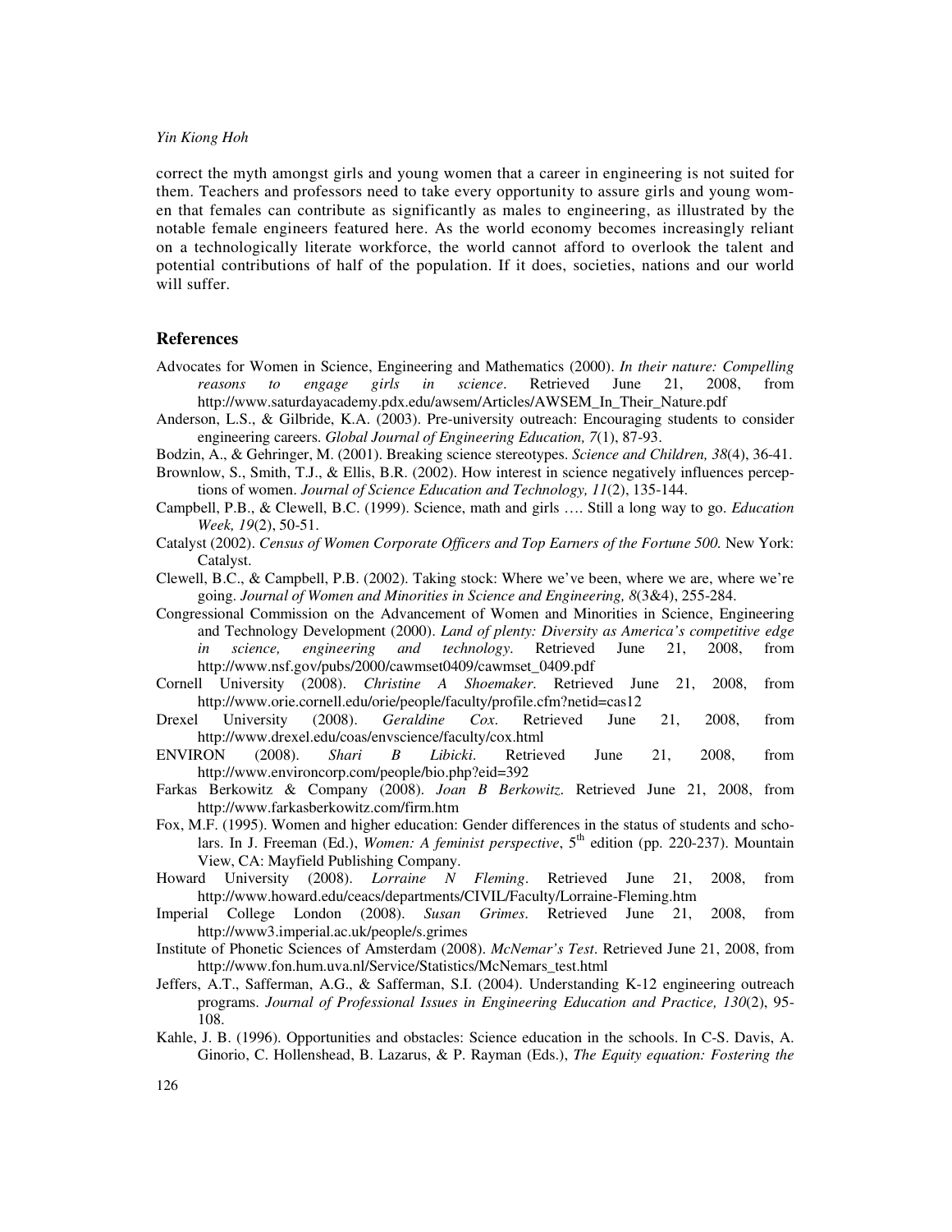correct the myth amongst girls and young women that a career in engineering is not suited for them. Teachers and professors need to take every opportunity to assure girls and young women that females can contribute as significantly as males to engineering, as illustrated by the notable female engineers featured here. As the world economy becomes increasingly reliant on a technologically literate workforce, the world cannot afford to overlook the talent and potential contributions of half of the population. If it does, societies, nations and our world will suffer.

## References

Advocates for Women in Science, Engineering and Mathematics (2000). *In their nature: Compelling reasons to engage girls in science*. Retrieved June 21, 2008, from http://www.saturdayacademy.pdx.edu/awsem/Articles/AWSEM_In_Their_Nature.pdf

Anderson, L.S., & Gilbride, K.A. (2003). Pre-university outreach: Encouraging students to consider engineering careers. *Global Journal of Engineering Education, 7*(1), 87-93.

Bodzin, A., & Gehringer, M. (2001). Breaking science stereotypes. *Science and Children, 38*(4), 36-41.

Brownlow, S., Smith, T.J., & Ellis, B.R. (2002). How interest in science negatively influences perceptions of women. *Journal of Science Education and Technology, 11*(2), 135-144.

Campbell, P.B., & Clewell, B.C. (1999). Science, math and girls …. Still a long way to go. *Education Week, 19*(2), 50-51.

Catalyst (2002). *Census of Women Corporate Officers and Top Earners of the Fortune 500*. New York: Catalyst.

Clewell, B.C., & Campbell, P.B. (2002). Taking stock: Where we've been, where we are, where we're going. *Journal of Women and Minorities in Science and Engineering, 8*(3&4), 255-284.

Congressional Commission on the Advancement of Women and Minorities in Science, Engineering and Technology Development (2000). *Land of plenty: Diversity as America's competitive edge in science, engineering and technology*. Retrieved June 21, 2008, from http://www.nsf.gov/pubs/2000/cawmset0409/cawmset_0409.pdf

Cornell University (2008). *Christine A Shoemaker*. Retrieved June 21, 2008, from http://www.orie.cornell.edu/orie/people/faculty/profile.cfm?netid=cas12

Drexel University (2008). *Geraldine Cox*. Retrieved June 21, 2008, from http://www.drexel.edu/coas/envscience/faculty/cox.html

ENVIRON (2008). *Shari B Libicki*. Retrieved June 21, 2008, from http://www.environcorp.com/people/bio.php?eid=392

Farkas Berkowitz & Company (2008). *Joan B Berkowitz*. Retrieved June 21, 2008, from http://www.farkasberkowitz.com/firm.htm

Fox, M.F. (1995). Women and higher education: Gender differences in the status of students and scholars. In J. Freeman (Ed.), *Women: A feminist perspective*, 5th edition (pp. 220-237). Mountain View, CA: Mayfield Publishing Company.

Howard University (2008). *Lorraine N Fleming*. Retrieved June 21, 2008, from http://www.howard.edu/ceacs/departments/CIVIL/Faculty/Lorraine-Fleming.htm

Imperial College London (2008). *Susan Grimes*. Retrieved June 21, 2008, from http://www3.imperial.ac.uk/people/s.grimes

Institute of Phonetic Sciences of Amsterdam (2008). *McNemar's Test*. Retrieved June 21, 2008, from http://www.fon.hum.uva.nl/Service/Statistics/McNemars_test.html

Jeffers, A.T., Safferman, A.G., & Safferman, S.I. (2004). Understanding K-12 engineering outreach programs. *Journal of Professional Issues in Engineering Education and Practice, 130*(2), 95-108.

Kahle, J. B. (1996). Opportunities and obstacles: Science education in the schools. In C-S. Davis, A. Ginorio, C. Hollenshead, B. Lazarus, & P. Rayman (Eds.), *The Equity equation: Fostering the*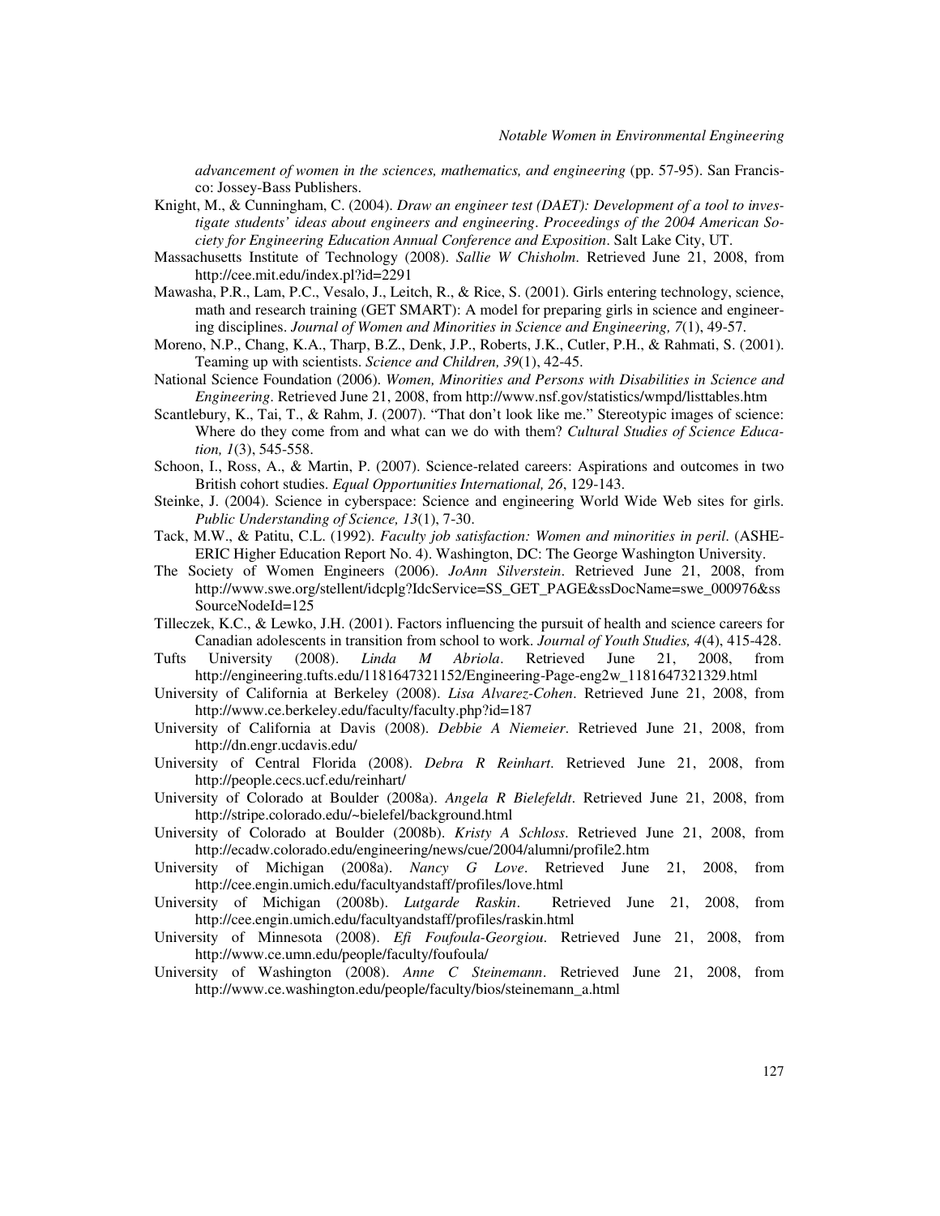*advancement of women in the sciences, mathematics, and engineering* (pp. 57-95). San Francisco: Jossey-Bass Publishers.

Knight, M., & Cunningham, C. (2004). *Draw an engineer test (DAET): Development of a tool to investigate students' ideas about engineers and engineering. Proceedings of the 2004 American Society for Engineering Education Annual Conference and Exposition*. Salt Lake City, UT.

Massachusetts Institute of Technology (2008). *Sallie W Chisholm*. Retrieved June 21, 2008, from http://cee.mit.edu/index.pl?id=2291

Mawasha, P.R., Lam, P.C., Vesalo, J., Leitch, R., & Rice, S. (2001). Girls entering technology, science, math and research training (GET SMART): A model for preparing girls in science and engineering disciplines. *Journal of Women and Minorities in Science and Engineering, 7*(1), 49-57.

Moreno, N.P., Chang, K.A., Tharp, B.Z., Denk, J.P., Roberts, J.K., Cutler, P.H., & Rahmati, S. (2001). Teaming up with scientists. *Science and Children, 39*(1), 42-45.

National Science Foundation (2006). *Women, Minorities and Persons with Disabilities in Science and Engineering*. Retrieved June 21, 2008, from http://www.nsf.gov/statistics/wmpd/listtables.htm

Scantlebury, K., Tai, T., & Rahm, J. (2007). "That don't look like me." Stereotypic images of science: Where do they come from and what can we do with them? *Cultural Studies of Science Education, 1*(3), 545-558.

Schoon, I., Ross, A., & Martin, P. (2007). Science-related careers: Aspirations and outcomes in two British cohort studies. *Equal Opportunities International, 26*, 129-143.

Steinke, J. (2004). Science in cyberspace: Science and engineering World Wide Web sites for girls. *Public Understanding of Science, 13*(1), 7-30.

Tack, M.W., & Patitu, C.L. (1992). *Faculty job satisfaction: Women and minorities in peril*. (ASHE-ERIC Higher Education Report No. 4). Washington, DC: The George Washington University.

The Society of Women Engineers (2006). *JoAnn Silverstein*. Retrieved June 21, 2008, from http://www.swe.org/stellent/idcplg?IdcService=SS_GET_PAGE&ssDocName=swe_000976&ssSourceNodeId=125

Tilleczek, K.C., & Lewko, J.H. (2001). Factors influencing the pursuit of health and science careers for Canadian adolescents in transition from school to work. *Journal of Youth Studies, 4*(4), 415-428.

Tufts University (2008). *Linda M Abriola*. Retrieved June 21, 2008, from http://engineering.tufts.edu/1181647321152/Engineering-Page-eng2w_1181647321329.html

University of California at Berkeley (2008). *Lisa Alvarez-Cohen*. Retrieved June 21, 2008, from http://www.ce.berkeley.edu/faculty/faculty.php?id=187

University of California at Davis (2008). *Debbie A Niemeier*. Retrieved June 21, 2008, from http://dn.engr.ucdavis.edu/

University of Central Florida (2008). *Debra R Reinhart*. Retrieved June 21, 2008, from http://people.cecs.ucf.edu/reinhart/

University of Colorado at Boulder (2008a). *Angela R Bielefeldt*. Retrieved June 21, 2008, from http://stripe.colorado.edu/~bielefel/background.html

University of Colorado at Boulder (2008b). *Kristy A Schloss*. Retrieved June 21, 2008, from http://ecadw.colorado.edu/engineering/news/cue/2004/alumni/profile2.htm

University of Michigan (2008a). *Nancy G Love*. Retrieved June 21, 2008, from http://cee.engin.umich.edu/facultyandstaff/profiles/love.html

University of Michigan (2008b). *Lutgarde Raskin*. Retrieved June 21, 2008, from http://cee.engin.umich.edu/facultyandstaff/profiles/raskin.html

University of Minnesota (2008). *Efi Foufoula-Georgiou*. Retrieved June 21, 2008, from http://www.ce.umn.edu/people/faculty/foufoula/

University of Washington (2008). *Anne C Steinemann*. Retrieved June 21, 2008, from http://www.ce.washington.edu/people/faculty/bios/steinemann_a.html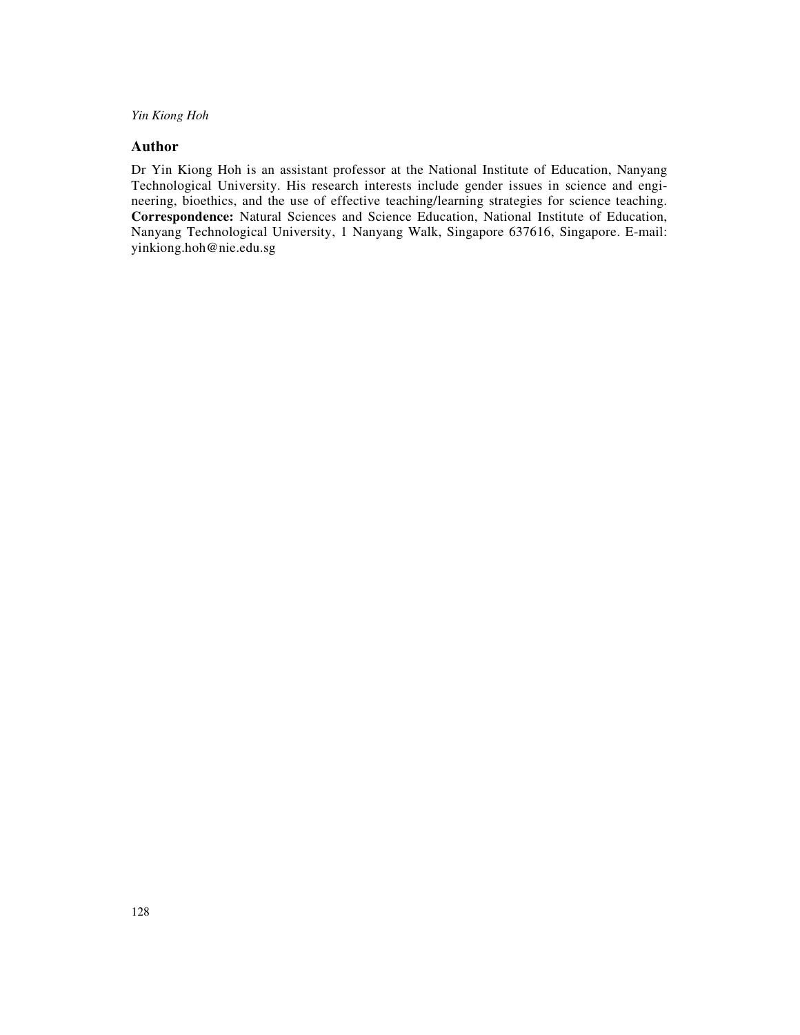## Author

Dr Yin Kiong Hoh is an assistant professor at the National Institute of Education, Nanyang Technological University. His research interests include gender issues in science and engineering, bioethics, and the use of effective teaching/learning strategies for science teaching. **Correspondence:** Natural Sciences and Science Education, National Institute of Education, Nanyang Technological University, 1 Nanyang Walk, Singapore 637616, Singapore. E-mail: yinkiong.hoh@nie.edu.sg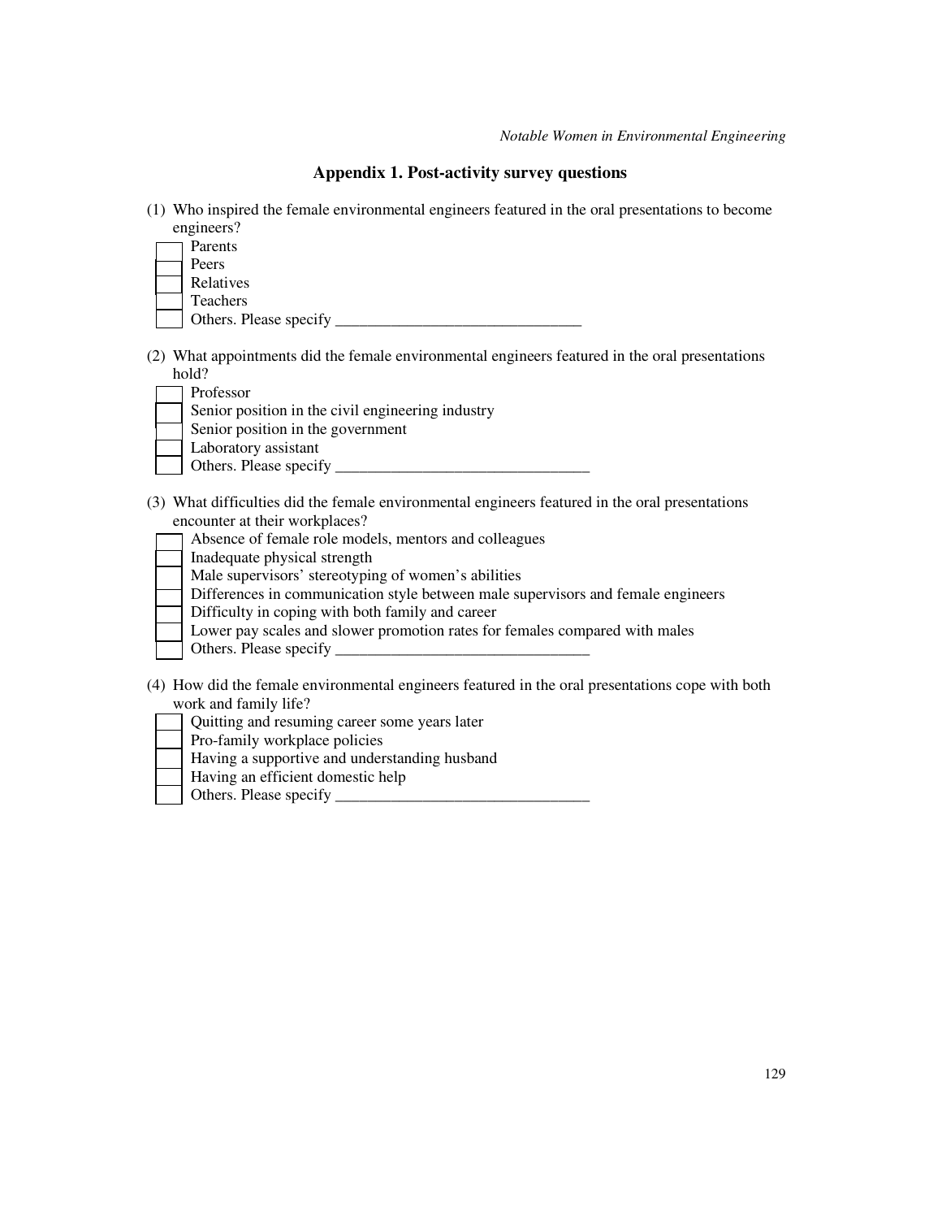## Appendix 1. Post-activity survey questions

(1) Who inspired the female environmental engineers featured in the oral presentations to become engineers?

- [ ] Parents
- [ ] Peers
- [ ] Relatives
- [ ] Teachers
- [ ] Others. Please specify ______________________________

(2) What appointments did the female environmental engineers featured in the oral presentations hold?

- [ ] Professor
- [ ] Senior position in the civil engineering industry
- [ ] Senior position in the government
- [ ] Laboratory assistant
- [ ] Others. Please specify ______________________________

(3) What difficulties did the female environmental engineers featured in the oral presentations encounter at their workplaces?

- [ ] Absence of female role models, mentors and colleagues
- [ ] Inadequate physical strength
- [ ] Male supervisors' stereotyping of women's abilities
- [ ] Differences in communication style between male supervisors and female engineers
- [ ] Difficulty in coping with both family and career
- [ ] Lower pay scales and slower promotion rates for females compared with males
- [ ] Others. Please specify ______________________________

(4) How did the female environmental engineers featured in the oral presentations cope with both work and family life?

- [ ] Quitting and resuming career some years later
- [ ] Pro-family workplace policies
- [ ] Having a supportive and understanding husband
- [ ] Having an efficient domestic help
- [ ] Others. Please specify ______________________________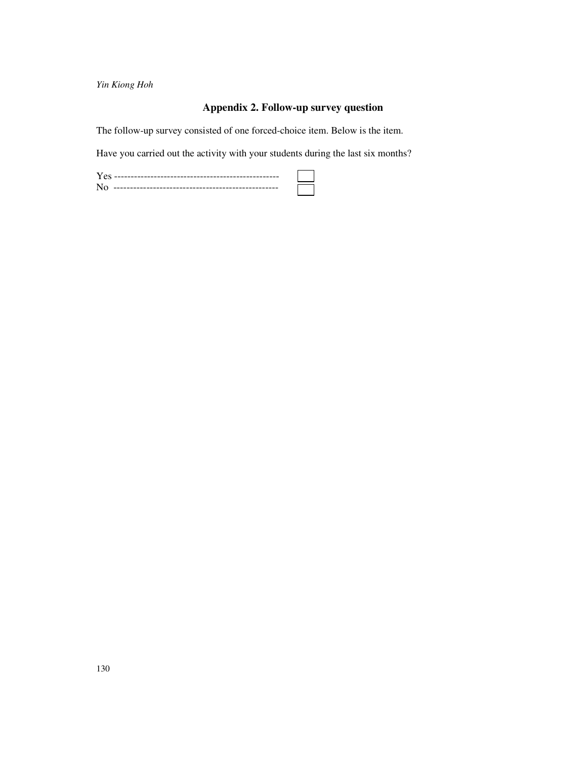## Appendix 2. Follow-up survey question

The follow-up survey consisted of one forced-choice item. Below is the item.

Have you carried out the activity with your students during the last six months?

Yes -------------------------------------------------- ☐
No -------------------------------------------------- ☐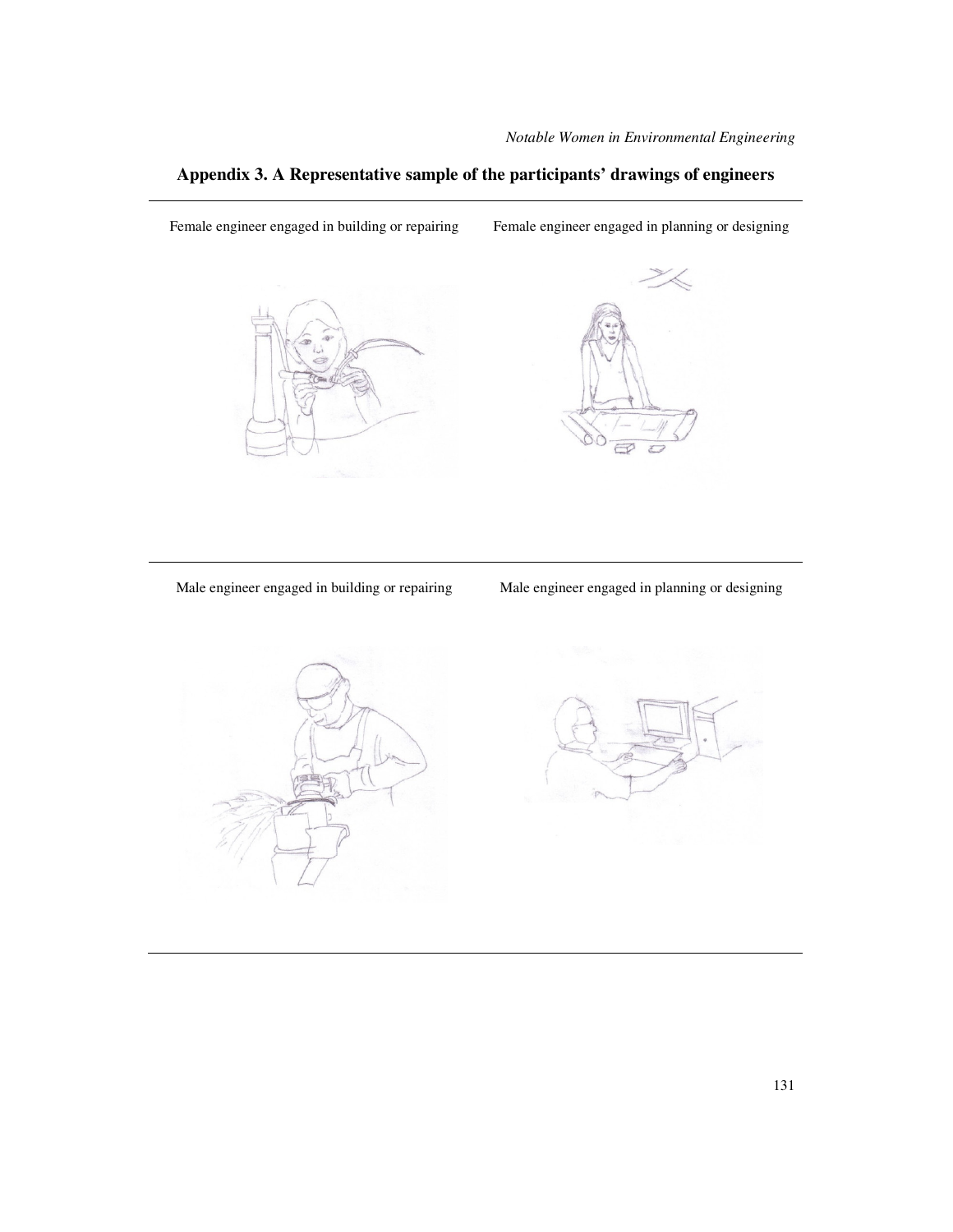## Appendix 3. A Representative sample of the participants' drawings of engineers

Female engineer engaged in building or repairing

Female engineer engaged in planning or designing

Male engineer engaged in building or repairing

Male engineer engaged in planning or designing